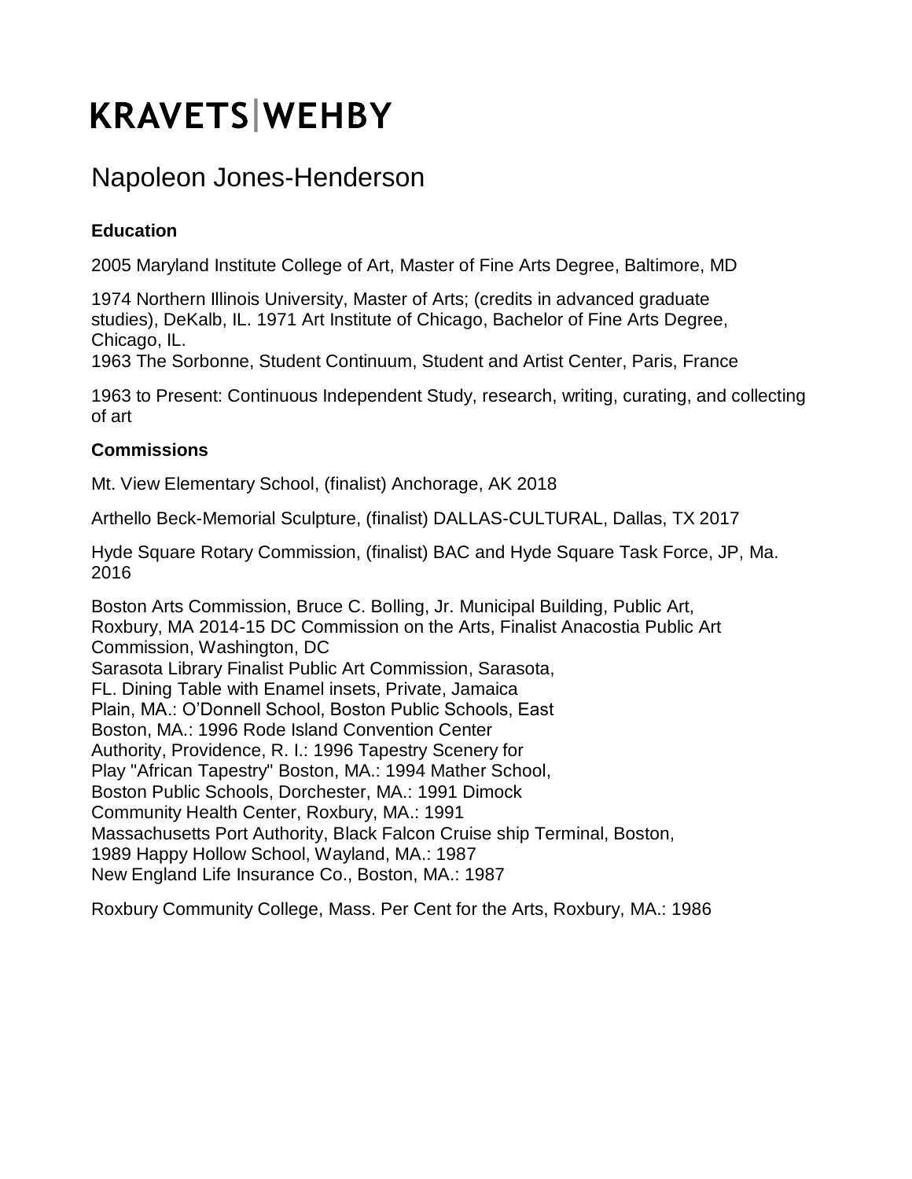# KRAVETS|WEHBY

## Napoleon Jones-Henderson

### Education

2005 Maryland Institute College of Art, Master of Fine Arts Degree, Baltimore, MD

1974 Northern Illinois University, Master of Arts; (credits in advanced graduate studies), DeKalb, IL. 1971 Art Institute of Chicago, Bachelor of Fine Arts Degree, Chicago, IL.
1963 The Sorbonne, Student Continuum, Student and Artist Center, Paris, France

1963 to Present: Continuous Independent Study, research, writing, curating, and collecting of art

### Commissions

Mt. View Elementary School, (finalist) Anchorage, AK 2018

Arthello Beck-Memorial Sculpture, (finalist) DALLAS-CULTURAL, Dallas, TX 2017

Hyde Square Rotary Commission, (finalist) BAC and Hyde Square Task Force, JP, Ma. 2016

Boston Arts Commission, Bruce C. Bolling, Jr. Municipal Building, Public Art, Roxbury, MA 2014-15 DC Commission on the Arts, Finalist Anacostia Public Art Commission, Washington, DC
Sarasota Library Finalist Public Art Commission, Sarasota, FL. Dining Table with Enamel insets, Private, Jamaica Plain, MA.: O'Donnell School, Boston Public Schools, East Boston, MA.: 1996 Rode Island Convention Center Authority, Providence, R. I.: 1996 Tapestry Scenery for Play "African Tapestry" Boston, MA.: 1994 Mather School, Boston Public Schools, Dorchester, MA.: 1991 Dimock Community Health Center, Roxbury, MA.: 1991
Massachusetts Port Authority, Black Falcon Cruise ship Terminal, Boston, 1989 Happy Hollow School, Wayland, MA.: 1987
New England Life Insurance Co., Boston, MA.: 1987

Roxbury Community College, Mass. Per Cent for the Arts, Roxbury, MA.: 1986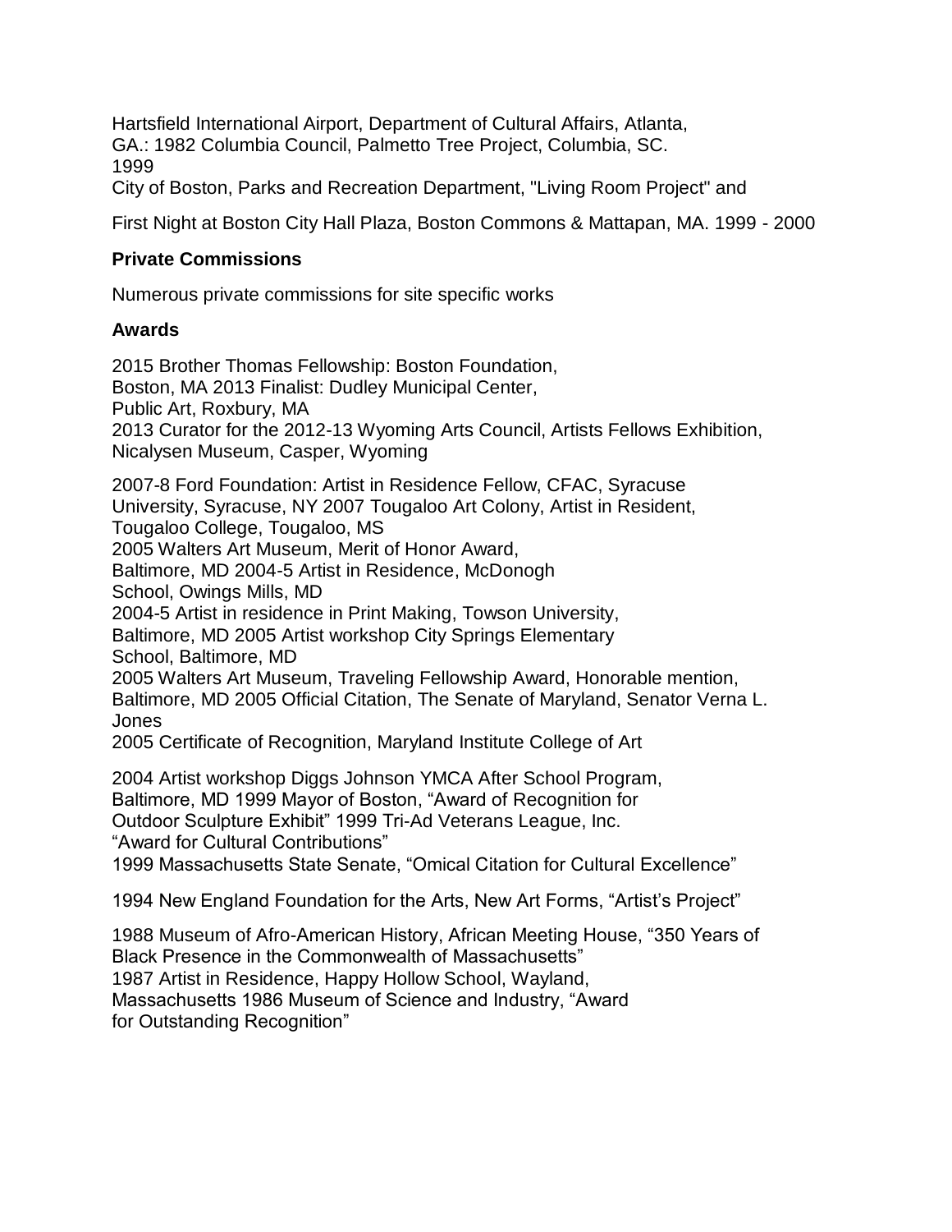Hartsfield International Airport, Department of Cultural Affairs, Atlanta, GA.: 1982 Columbia Council, Palmetto Tree Project, Columbia, SC. 1999

City of Boston, Parks and Recreation Department, "Living Room Project" and

First Night at Boston City Hall Plaza, Boston Commons & Mattapan, MA. 1999 - 2000

### Private Commissions

Numerous private commissions for site specific works

### Awards

2015 Brother Thomas Fellowship: Boston Foundation, Boston, MA 2013 Finalist: Dudley Municipal Center, Public Art, Roxbury, MA
2013 Curator for the 2012-13 Wyoming Arts Council, Artists Fellows Exhibition, Nicalysen Museum, Casper, Wyoming

2007-8 Ford Foundation: Artist in Residence Fellow, CFAC, Syracuse University, Syracuse, NY 2007 Tougaloo Art Colony, Artist in Resident, Tougaloo College, Tougaloo, MS
2005 Walters Art Museum, Merit of Honor Award, Baltimore, MD 2004-5 Artist in Residence, McDonogh School, Owings Mills, MD
2004-5 Artist in residence in Print Making, Towson University, Baltimore, MD 2005 Artist workshop City Springs Elementary School, Baltimore, MD
2005 Walters Art Museum, Traveling Fellowship Award, Honorable mention, Baltimore, MD 2005 Official Citation, The Senate of Maryland, Senator Verna L. Jones
2005 Certificate of Recognition, Maryland Institute College of Art

2004 Artist workshop Diggs Johnson YMCA After School Program, Baltimore, MD 1999 Mayor of Boston, "Award of Recognition for Outdoor Sculpture Exhibit" 1999 Tri-Ad Veterans League, Inc. "Award for Cultural Contributions"
1999 Massachusetts State Senate, "Omical Citation for Cultural Excellence"

1994 New England Foundation for the Arts, New Art Forms, "Artist's Project"

1988 Museum of Afro-American History, African Meeting House, "350 Years of Black Presence in the Commonwealth of Massachusetts"
1987 Artist in Residence, Happy Hollow School, Wayland, Massachusetts 1986 Museum of Science and Industry, "Award for Outstanding Recognition"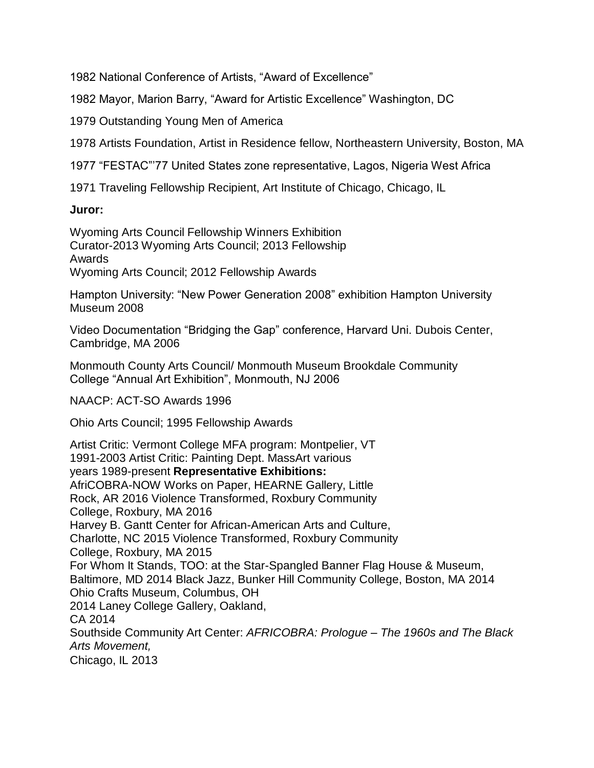1982 National Conference of Artists, "Award of Excellence"

1982 Mayor, Marion Barry, "Award for Artistic Excellence" Washington, DC

1979 Outstanding Young Men of America

1978 Artists Foundation, Artist in Residence fellow, Northeastern University, Boston, MA

1977 "FESTAC"'77 United States zone representative, Lagos, Nigeria West Africa

1971 Traveling Fellowship Recipient, Art Institute of Chicago, Chicago, IL

**Juror:**

Wyoming Arts Council Fellowship Winners Exhibition
Curator-2013 Wyoming Arts Council; 2013 Fellowship Awards
Wyoming Arts Council; 2012 Fellowship Awards

Hampton University: "New Power Generation 2008" exhibition Hampton University Museum 2008

Video Documentation "Bridging the Gap" conference, Harvard Uni. Dubois Center, Cambridge, MA 2006

Monmouth County Arts Council/ Monmouth Museum Brookdale Community College "Annual Art Exhibition", Monmouth, NJ 2006

NAACP: ACT-SO Awards 1996

Ohio Arts Council; 1995 Fellowship Awards

Artist Critic: Vermont College MFA program: Montpelier, VT
1991-2003 Artist Critic: Painting Dept. MassArt various
years 1989-present **Representative Exhibitions:**
AfriCOBRA-NOW Works on Paper, HEARNE Gallery, Little
Rock, AR 2016 Violence Transformed, Roxbury Community
College, Roxbury, MA 2016
Harvey B. Gantt Center for African-American Arts and Culture,
Charlotte, NC 2015 Violence Transformed, Roxbury Community
College, Roxbury, MA 2015
For Whom It Stands, TOO: at the Star-Spangled Banner Flag House & Museum,
Baltimore, MD 2014 Black Jazz, Bunker Hill Community College, Boston, MA 2014
Ohio Crafts Museum, Columbus, OH
2014 Laney College Gallery, Oakland,
CA 2014
Southside Community Art Center: *AFRICOBRA: Prologue – The 1960s and The Black Arts Movement,*
Chicago, IL 2013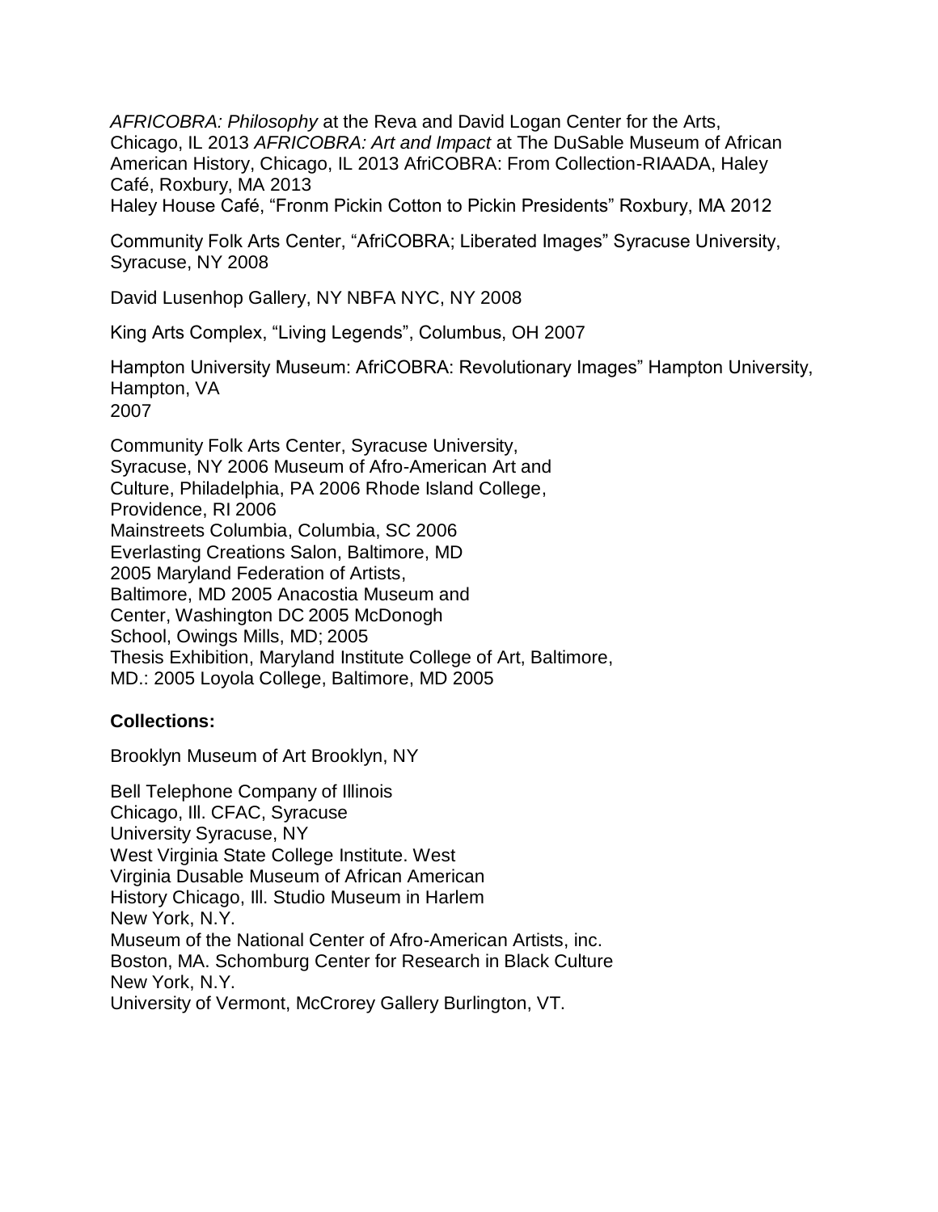*AFRICOBRA: Philosophy* at the Reva and David Logan Center for the Arts, Chicago, IL 2013 *AFRICOBRA: Art and Impact* at The DuSable Museum of African American History, Chicago, IL 2013 AfriCOBRA: From Collection-RIAADA, Haley Café, Roxbury, MA 2013
Haley House Café, "Fronm Pickin Cotton to Pickin Presidents" Roxbury, MA 2012

Community Folk Arts Center, "AfriCOBRA; Liberated Images" Syracuse University, Syracuse, NY 2008

David Lusenhop Gallery, NY NBFA NYC, NY 2008

King Arts Complex, "Living Legends", Columbus, OH 2007

Hampton University Museum: AfriCOBRA: Revolutionary Images" Hampton University, Hampton, VA
2007

Community Folk Arts Center, Syracuse University, Syracuse, NY 2006 Museum of Afro-American Art and Culture, Philadelphia, PA 2006 Rhode Island College, Providence, RI 2006
Mainstreets Columbia, Columbia, SC 2006
Everlasting Creations Salon, Baltimore, MD 2005 Maryland Federation of Artists, Baltimore, MD 2005 Anacostia Museum and Center, Washington DC 2005 McDonogh School, Owings Mills, MD; 2005
Thesis Exhibition, Maryland Institute College of Art, Baltimore, MD.: 2005 Loyola College, Baltimore, MD 2005

**Collections:**

Brooklyn Museum of Art Brooklyn, NY

Bell Telephone Company of Illinois
Chicago, Ill. CFAC, Syracuse University Syracuse, NY
West Virginia State College Institute. West Virginia Dusable Museum of African American History Chicago, Ill. Studio Museum in Harlem
New York, N.Y.
Museum of the National Center of Afro-American Artists, inc.
Boston, MA. Schomburg Center for Research in Black Culture
New York, N.Y.
University of Vermont, McCrorey Gallery Burlington, VT.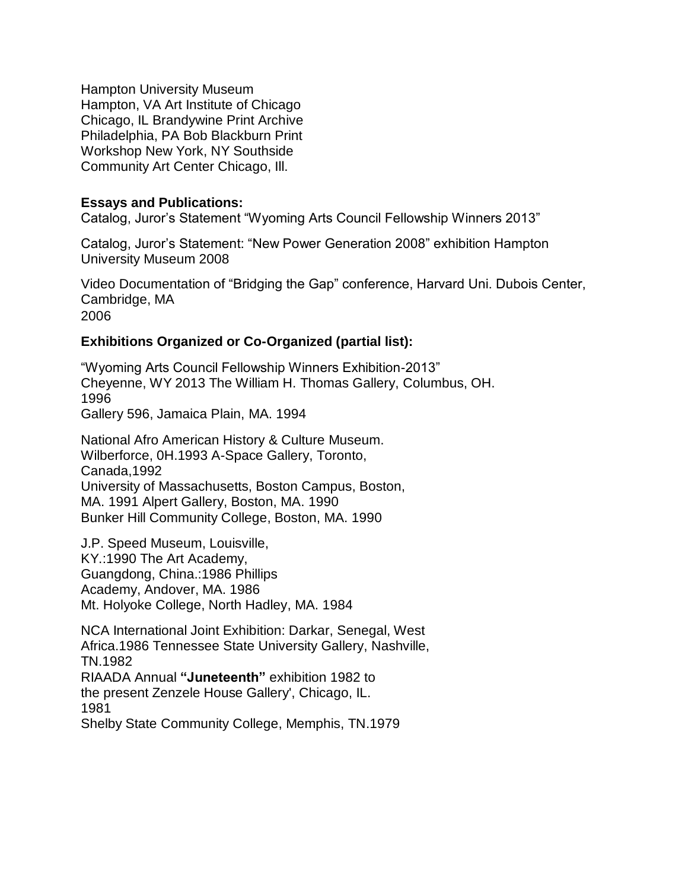Hampton University Museum
Hampton, VA Art Institute of Chicago
Chicago, IL Brandywine Print Archive
Philadelphia, PA Bob Blackburn Print
Workshop New York, NY Southside
Community Art Center Chicago, Ill.

**Essays and Publications:**

Catalog, Juror's Statement "Wyoming Arts Council Fellowship Winners 2013"

Catalog, Juror's Statement: "New Power Generation 2008" exhibition Hampton University Museum 2008

Video Documentation of "Bridging the Gap" conference, Harvard Uni. Dubois Center, Cambridge, MA
2006

**Exhibitions Organized or Co-Organized (partial list):**

"Wyoming Arts Council Fellowship Winners Exhibition-2013"
Cheyenne, WY 2013 The William H. Thomas Gallery, Columbus, OH.
1996
Gallery 596, Jamaica Plain, MA. 1994

National Afro American History & Culture Museum.
Wilberforce, 0H.1993 A-Space Gallery, Toronto,
Canada,1992
University of Massachusetts, Boston Campus, Boston,
MA. 1991 Alpert Gallery, Boston, MA. 1990
Bunker Hill Community College, Boston, MA. 1990

J.P. Speed Museum, Louisville,
KY.:1990 The Art Academy,
Guangdong, China.:1986 Phillips
Academy, Andover, MA. 1986
Mt. Holyoke College, North Hadley, MA. 1984

NCA International Joint Exhibition: Darkar, Senegal, West
Africa.1986 Tennessee State University Gallery, Nashville,
TN.1982
RIAADA Annual **"Juneteenth"** exhibition 1982 to
the present Zenzele House Gallery', Chicago, IL.
1981
Shelby State Community College, Memphis, TN.1979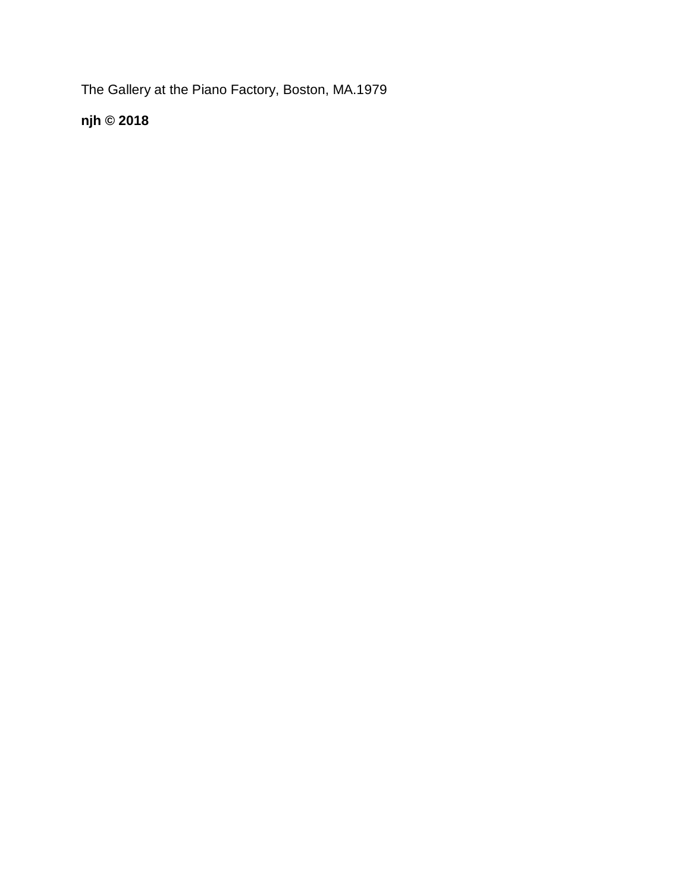The Gallery at the Piano Factory, Boston, MA.1979

**njh © 2018**